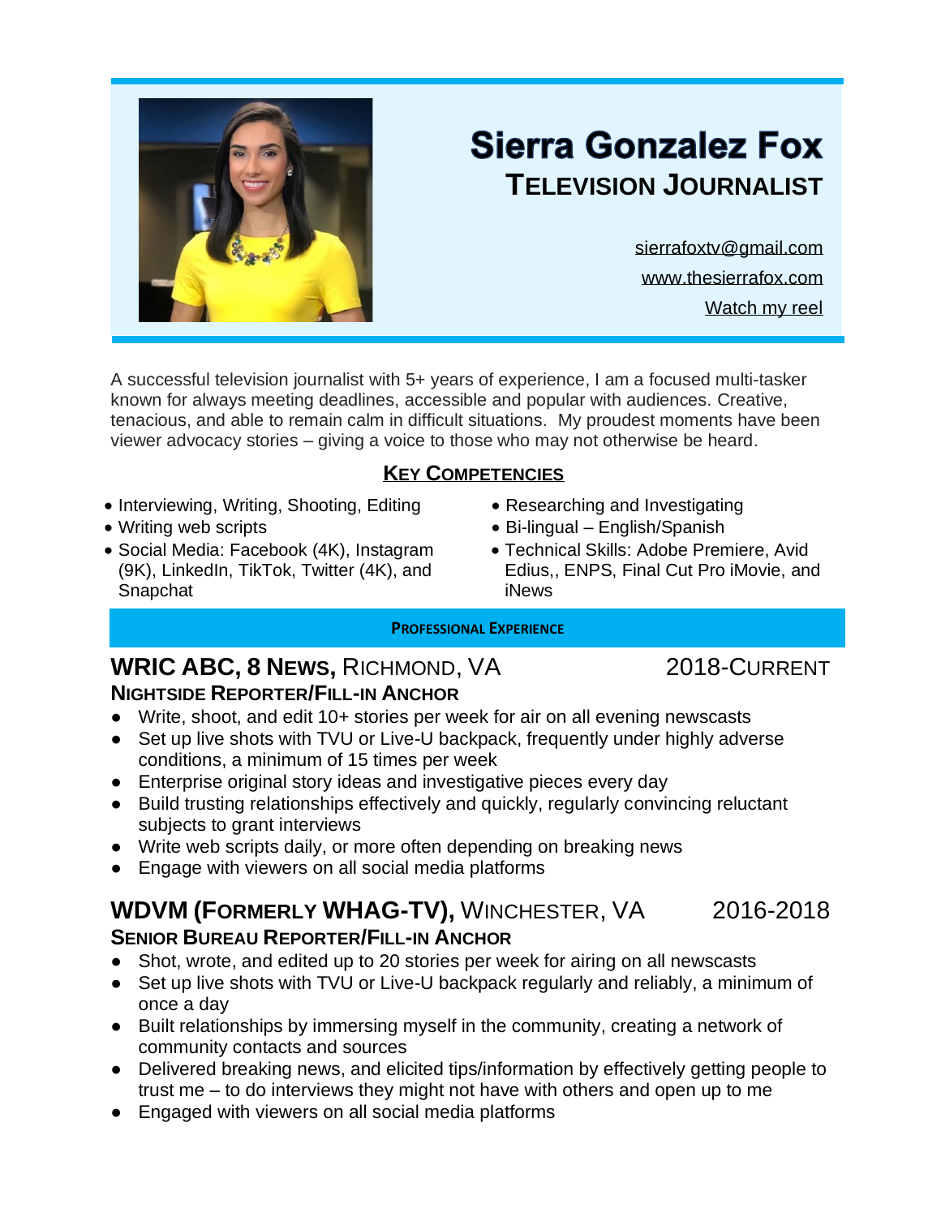# Sierra Gonzalez Fox

## TELEVISION JOURNALIST

sierrafoxtv@gmail.com

www.thesierrafox.com

Watch my reel

A successful television journalist with 5+ years of experience, I am a focused multi-tasker known for always meeting deadlines, accessible and popular with audiences. Creative, tenacious, and able to remain calm in difficult situations. My proudest moments have been viewer advocacy stories – giving a voice to those who may not otherwise be heard.

## KEY COMPETENCIES

- Interviewing, Writing, Shooting, Editing
- Writing web scripts
- Social Media: Facebook (4K), Instagram (9K), LinkedIn, TikTok, Twitter (4K), and Snapchat
- Researching and Investigating
- Bi-lingual – English/Spanish
- Technical Skills: Adobe Premiere, Avid Edius,, ENPS, Final Cut Pro iMovie, and iNews

## PROFESSIONAL EXPERIENCE

### WRIC ABC, 8 NEWS, RICHMOND, VA — 2018-CURRENT

**NIGHTSIDE REPORTER/FILL-IN ANCHOR**

- Write, shoot, and edit 10+ stories per week for air on all evening newscasts
- Set up live shots with TVU or Live-U backpack, frequently under highly adverse conditions, a minimum of 15 times per week
- Enterprise original story ideas and investigative pieces every day
- Build trusting relationships effectively and quickly, regularly convincing reluctant subjects to grant interviews
- Write web scripts daily, or more often depending on breaking news
- Engage with viewers on all social media platforms

### WDVM (FORMERLY WHAG-TV), WINCHESTER, VA — 2016-2018

**SENIOR BUREAU REPORTER/FILL-IN ANCHOR**

- Shot, wrote, and edited up to 20 stories per week for airing on all newscasts
- Set up live shots with TVU or Live-U backpack regularly and reliably, a minimum of once a day
- Built relationships by immersing myself in the community, creating a network of community contacts and sources
- Delivered breaking news, and elicited tips/information by effectively getting people to trust me – to do interviews they might not have with others and open up to me
- Engaged with viewers on all social media platforms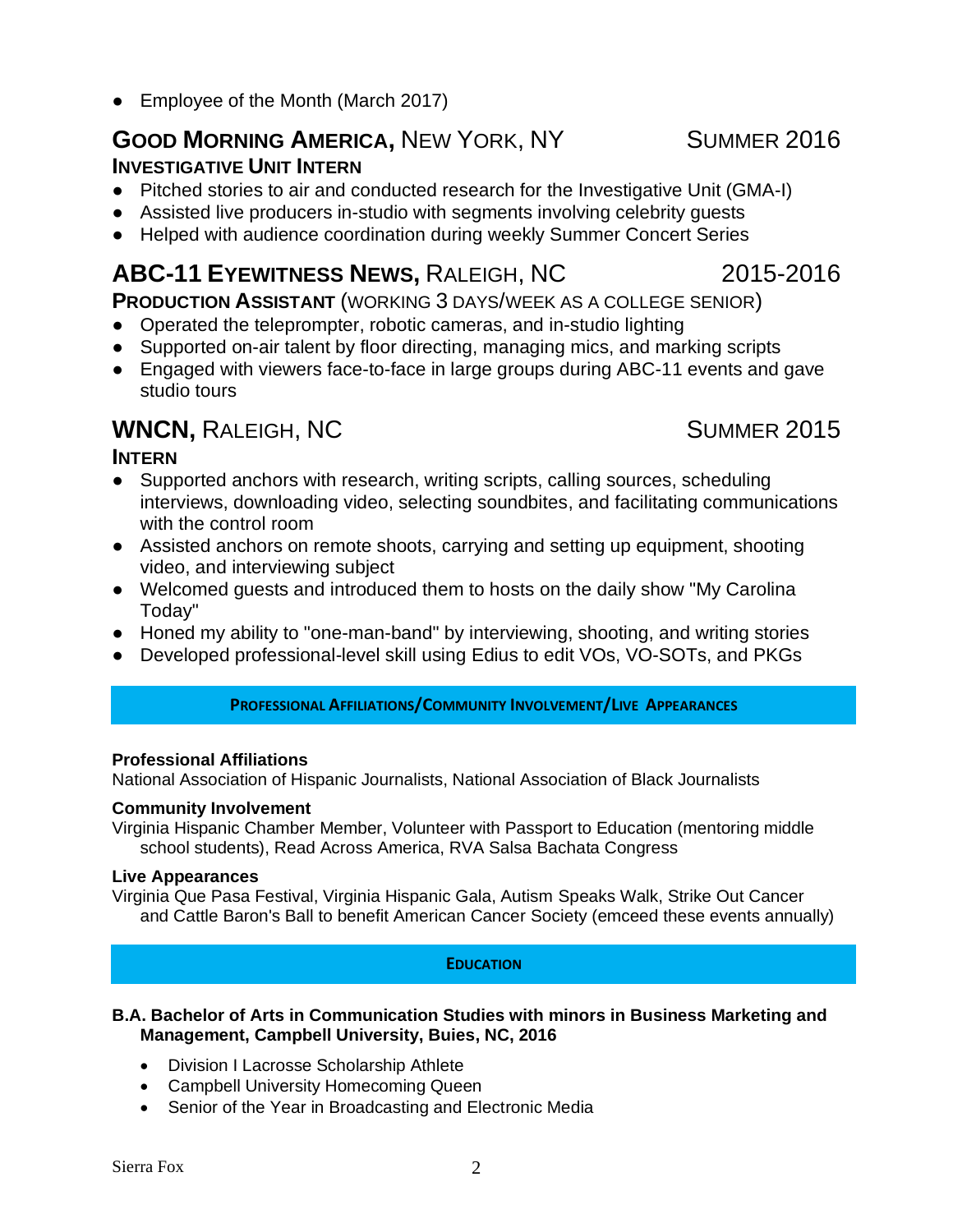- Employee of the Month (March 2017)

### GOOD MORNING AMERICA, NEW YORK, NY — SUMMER 2016

**INVESTIGATIVE UNIT INTERN**

- Pitched stories to air and conducted research for the Investigative Unit (GMA-I)
- Assisted live producers in-studio with segments involving celebrity guests
- Helped with audience coordination during weekly Summer Concert Series

### ABC-11 EYEWITNESS NEWS, RALEIGH, NC — 2015-2016

**PRODUCTION ASSISTANT** (WORKING 3 DAYS/WEEK AS A COLLEGE SENIOR)

- Operated the teleprompter, robotic cameras, and in-studio lighting
- Supported on-air talent by floor directing, managing mics, and marking scripts
- Engaged with viewers face-to-face in large groups during ABC-11 events and gave studio tours

### WNCN, RALEIGH, NC — SUMMER 2015

**INTERN**

- Supported anchors with research, writing scripts, calling sources, scheduling interviews, downloading video, selecting soundbites, and facilitating communications with the control room
- Assisted anchors on remote shoots, carrying and setting up equipment, shooting video, and interviewing subject
- Welcomed guests and introduced them to hosts on the daily show "My Carolina Today"
- Honed my ability to "one-man-band" by interviewing, shooting, and writing stories
- Developed professional-level skill using Edius to edit VOs, VO-SOTs, and PKGs

## PROFESSIONAL AFFILIATIONS/COMMUNITY INVOLVEMENT/LIVE APPEARANCES

**Professional Affiliations**

National Association of Hispanic Journalists, National Association of Black Journalists

**Community Involvement**

Virginia Hispanic Chamber Member, Volunteer with Passport to Education (mentoring middle school students), Read Across America, RVA Salsa Bachata Congress

**Live Appearances**

Virginia Que Pasa Festival, Virginia Hispanic Gala, Autism Speaks Walk, Strike Out Cancer and Cattle Baron's Ball to benefit American Cancer Society (emceed these events annually)

## EDUCATION

**B.A. Bachelor of Arts in Communication Studies with minors in Business Marketing and Management, Campbell University, Buies, NC, 2016**

- Division I Lacrosse Scholarship Athlete
- Campbell University Homecoming Queen
- Senior of the Year in Broadcasting and Electronic Media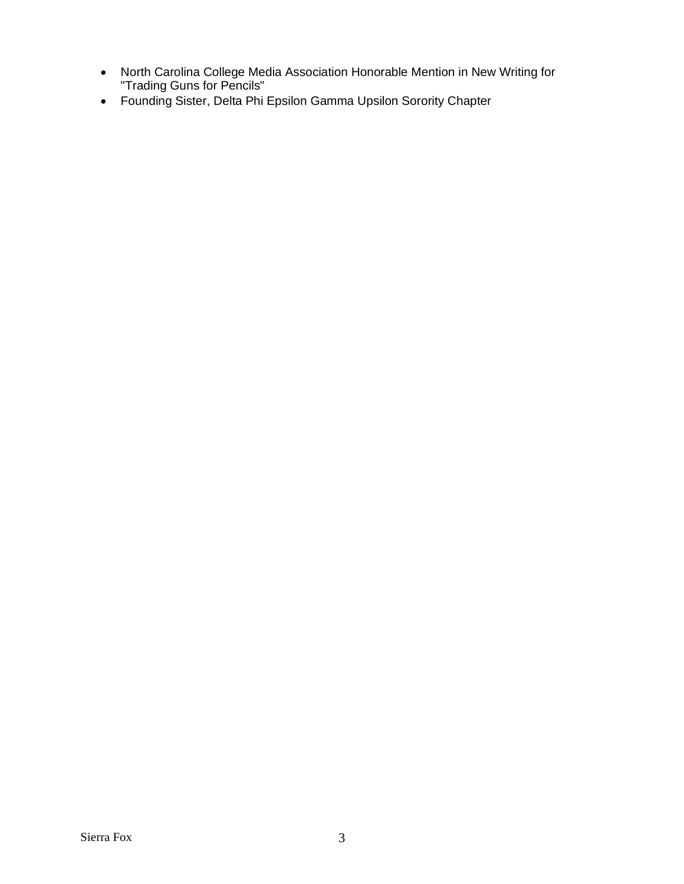- North Carolina College Media Association Honorable Mention in New Writing for "Trading Guns for Pencils"
- Founding Sister, Delta Phi Epsilon Gamma Upsilon Sorority Chapter